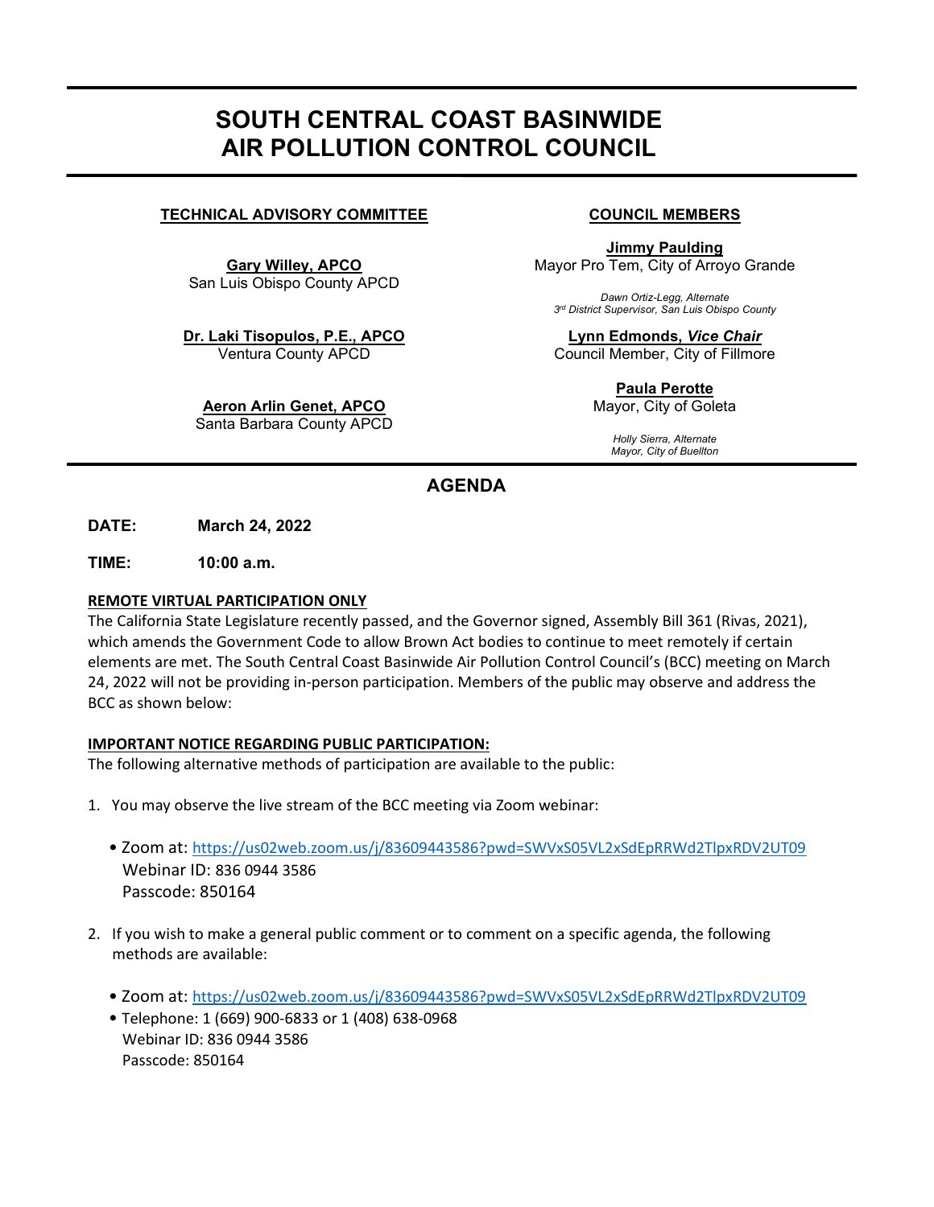# SOUTH CENTRAL COAST BASINWIDE AIR POLLUTION CONTROL COUNCIL

**TECHNICAL ADVISORY COMMITTEE**

**Gary Willey, APCO**
San Luis Obispo County APCD

**Dr. Laki Tisopulos, P.E., APCO**
Ventura County APCD

**Aeron Arlin Genet, APCO**
Santa Barbara County APCD

**COUNCIL MEMBERS**

**Jimmy Paulding**
Mayor Pro Tem, City of Arroyo Grande

*Dawn Ortiz-Legg, Alternate*
*3rd District Supervisor, San Luis Obispo County*

**Lynn Edmonds, *Vice Chair***
Council Member, City of Fillmore

**Paula Perotte**
Mayor, City of Goleta

*Holly Sierra, Alternate*
*Mayor, City of Buellton*

## AGENDA

**DATE:** **March 24, 2022**

**TIME:** **10:00 a.m.**

**REMOTE VIRTUAL PARTICIPATION ONLY**

The California State Legislature recently passed, and the Governor signed, Assembly Bill 361 (Rivas, 2021), which amends the Government Code to allow Brown Act bodies to continue to meet remotely if certain elements are met. The South Central Coast Basinwide Air Pollution Control Council's (BCC) meeting on March 24, 2022 will not be providing in-person participation. Members of the public may observe and address the BCC as shown below:

**IMPORTANT NOTICE REGARDING PUBLIC PARTICIPATION:**

The following alternative methods of participation are available to the public:

1. You may observe the live stream of the BCC meeting via Zoom webinar:

   - Zoom at: https://us02web.zoom.us/j/83609443586?pwd=SWVxS05VL2xSdEpRRWd2TlpxRDV2UT09
     Webinar ID: 836 0944 3586
     Passcode: 850164

2. If you wish to make a general public comment or to comment on a specific agenda, the following methods are available:

   - Zoom at: https://us02web.zoom.us/j/83609443586?pwd=SWVxS05VL2xSdEpRRWd2TlpxRDV2UT09
   - Telephone: 1 (669) 900-6833 or 1 (408) 638-0968
     Webinar ID: 836 0944 3586
     Passcode: 850164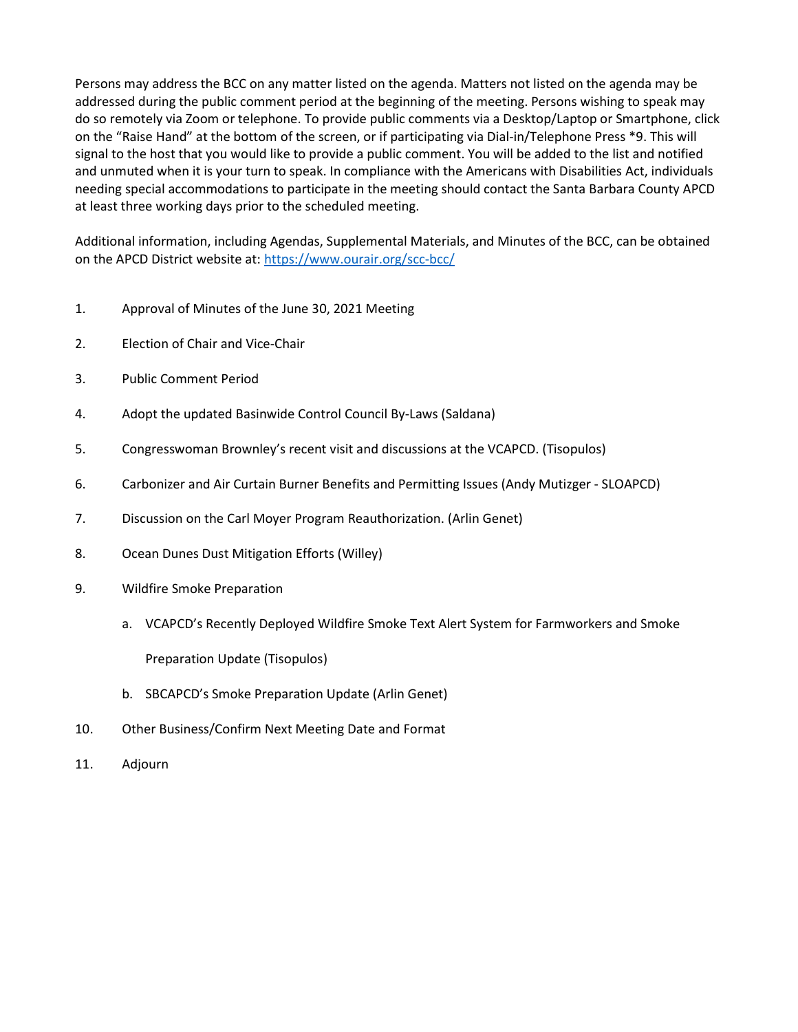Persons may address the BCC on any matter listed on the agenda. Matters not listed on the agenda may be addressed during the public comment period at the beginning of the meeting. Persons wishing to speak may do so remotely via Zoom or telephone. To provide public comments via a Desktop/Laptop or Smartphone, click on the "Raise Hand" at the bottom of the screen, or if participating via Dial-in/Telephone Press *9. This will signal to the host that you would like to provide a public comment. You will be added to the list and notified and unmuted when it is your turn to speak. In compliance with the Americans with Disabilities Act, individuals needing special accommodations to participate in the meeting should contact the Santa Barbara County APCD at least three working days prior to the scheduled meeting.

Additional information, including Agendas, Supplemental Materials, and Minutes of the BCC, can be obtained on the APCD District website at: https://www.ourair.org/scc-bcc/

1. Approval of Minutes of the June 30, 2021 Meeting
2. Election of Chair and Vice-Chair
3. Public Comment Period
4. Adopt the updated Basinwide Control Council By-Laws (Saldana)
5. Congresswoman Brownley's recent visit and discussions at the VCAPCD. (Tisopulos)
6. Carbonizer and Air Curtain Burner Benefits and Permitting Issues (Andy Mutizger - SLOAPCD)
7. Discussion on the Carl Moyer Program Reauthorization. (Arlin Genet)
8. Ocean Dunes Dust Mitigation Efforts (Willey)
9. Wildfire Smoke Preparation
   a. VCAPCD's Recently Deployed Wildfire Smoke Text Alert System for Farmworkers and Smoke Preparation Update (Tisopulos)
   b. SBCAPCD's Smoke Preparation Update (Arlin Genet)
10. Other Business/Confirm Next Meeting Date and Format
11. Adjourn